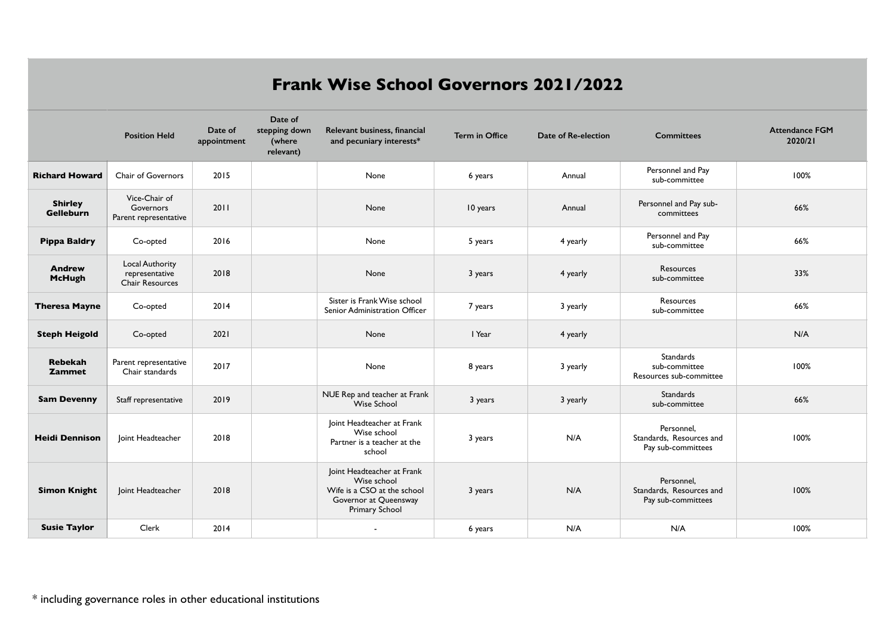# Frank Wise School Governors 2021/2022

| | Position Held | Date of appointment | Date of stepping down (where relevant) | Relevant business, financial and pecuniary interests* | Term in Office | Date of Re-election | Committees | Attendance FGM 2020/21 |
|---|---|---|---|---|---|---|---|---|
| **Richard Howard** | Chair of Governors | 2015 | | None | 6 years | Annual | Personnel and Pay sub-committee | 100% |
| **Shirley Gelleburn** | Vice-Chair of Governors Parent representative | 2011 | | None | 10 years | Annual | Personnel and Pay sub-committees | 66% |
| **Pippa Baldry** | Co-opted | 2016 | | None | 5 years | 4 yearly | Personnel and Pay sub-committee | 66% |
| **Andrew McHugh** | Local Authority representative Chair Resources | 2018 | | None | 3 years | 4 yearly | Resources sub-committee | 33% |
| **Theresa Mayne** | Co-opted | 2014 | | Sister is Frank Wise school Senior Administration Officer | 7 years | 3 yearly | Resources sub-committee | 66% |
| **Steph Heigold** | Co-opted | 2021 | | None | 1 Year | 4 yearly | | N/A |
| **Rebekah Zammet** | Parent representative Chair standards | 2017 | | None | 8 years | 3 yearly | Standards sub-committee Resources sub-committee | 100% |
| **Sam Devenny** | Staff representative | 2019 | | NUE Rep and teacher at Frank Wise School | 3 years | 3 yearly | Standards sub-committee | 66% |
| **Heidi Dennison** | Joint Headteacher | 2018 | | Joint Headteacher at Frank Wise school Partner is a teacher at the school | 3 years | N/A | Personnel, Standards, Resources and Pay sub-committees | 100% |
| **Simon Knight** | Joint Headteacher | 2018 | | Joint Headteacher at Frank Wise school Wife is a CSO at the school Governor at Queensway Primary School | 3 years | N/A | Personnel, Standards, Resources and Pay sub-committees | 100% |
| **Susie Taylor** | Clerk | 2014 | | - | 6 years | N/A | N/A | 100% |

* including governance roles in other educational institutions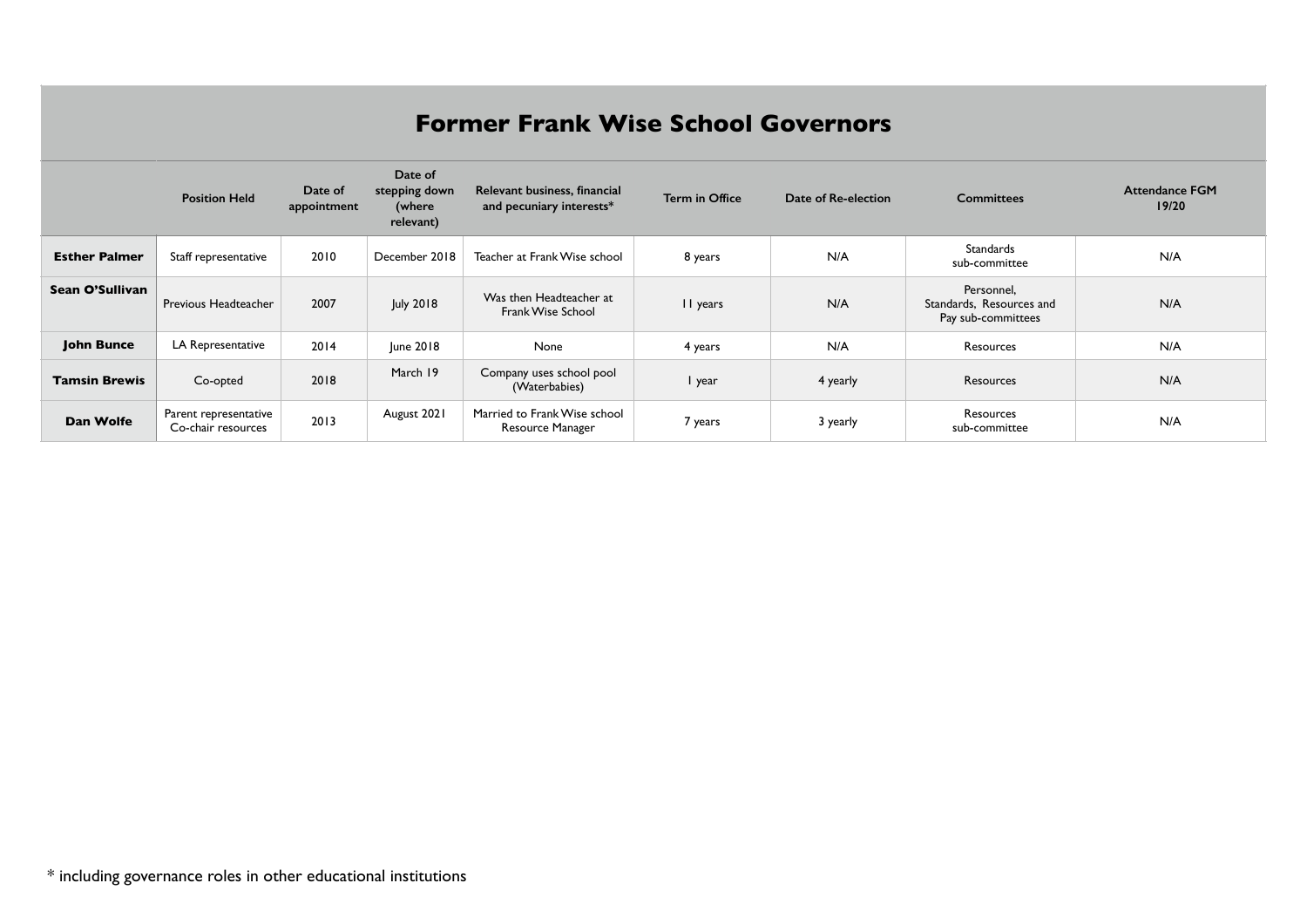# Former Frank Wise School Governors

| | Position Held | Date of appointment | Date of stepping down (where relevant) | Relevant business, financial and pecuniary interests* | Term in Office | Date of Re-election | Committees | Attendance FGM 19/20 |
|---|---|---|---|---|---|---|---|---|
| **Esther Palmer** | Staff representative | 2010 | December 2018 | Teacher at Frank Wise school | 8 years | N/A | Standards sub-committee | N/A |
| **Sean O'Sullivan** | Previous Headteacher | 2007 | July 2018 | Was then Headteacher at Frank Wise School | 11 years | N/A | Personnel, Standards, Resources and Pay sub-committees | N/A |
| **John Bunce** | LA Representative | 2014 | June 2018 | None | 4 years | N/A | Resources | N/A |
| **Tamsin Brewis** | Co-opted | 2018 | March 19 | Company uses school pool (Waterbabies) | 1 year | 4 yearly | Resources | N/A |
| **Dan Wolfe** | Parent representative Co-chair resources | 2013 | August 2021 | Married to Frank Wise school Resource Manager | 7 years | 3 yearly | Resources sub-committee | N/A |

* including governance roles in other educational institutions